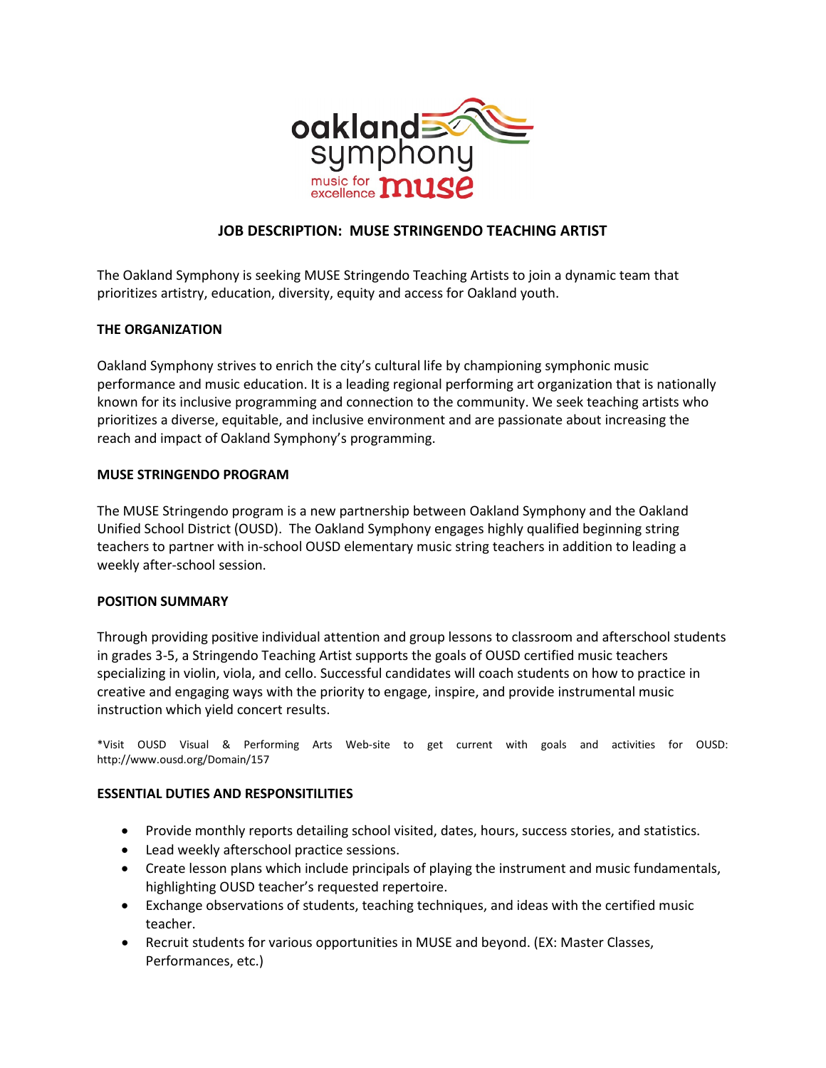# JOB DESCRIPTION: MUSE STRINGENDO TEACHING ARTIST

The Oakland Symphony is seeking MUSE Stringendo Teaching Artists to join a dynamic team that prioritizes artistry, education, diversity, equity and access for Oakland youth.

## THE ORGANIZATION

Oakland Symphony strives to enrich the city's cultural life by championing symphonic music performance and music education. It is a leading regional performing art organization that is nationally known for its inclusive programming and connection to the community. We seek teaching artists who prioritizes a diverse, equitable, and inclusive environment and are passionate about increasing the reach and impact of Oakland Symphony's programming.

## MUSE STRINGENDO PROGRAM

The MUSE Stringendo program is a new partnership between Oakland Symphony and the Oakland Unified School District (OUSD). The Oakland Symphony engages highly qualified beginning string teachers to partner with in-school OUSD elementary music string teachers in addition to leading a weekly after-school session.

## POSITION SUMMARY

Through providing positive individual attention and group lessons to classroom and afterschool students in grades 3-5, a Stringendo Teaching Artist supports the goals of OUSD certified music teachers specializing in violin, viola, and cello. Successful candidates will coach students on how to practice in creative and engaging ways with the priority to engage, inspire, and provide instrumental music instruction which yield concert results.

*Visit OUSD Visual & Performing Arts Web-site to get current with goals and activities for OUSD: http://www.ousd.org/Domain/157

## ESSENTIAL DUTIES AND RESPONSITILITIES

- Provide monthly reports detailing school visited, dates, hours, success stories, and statistics.
- Lead weekly afterschool practice sessions.
- Create lesson plans which include principals of playing the instrument and music fundamentals, highlighting OUSD teacher's requested repertoire.
- Exchange observations of students, teaching techniques, and ideas with the certified music teacher.
- Recruit students for various opportunities in MUSE and beyond. (EX: Master Classes, Performances, etc.)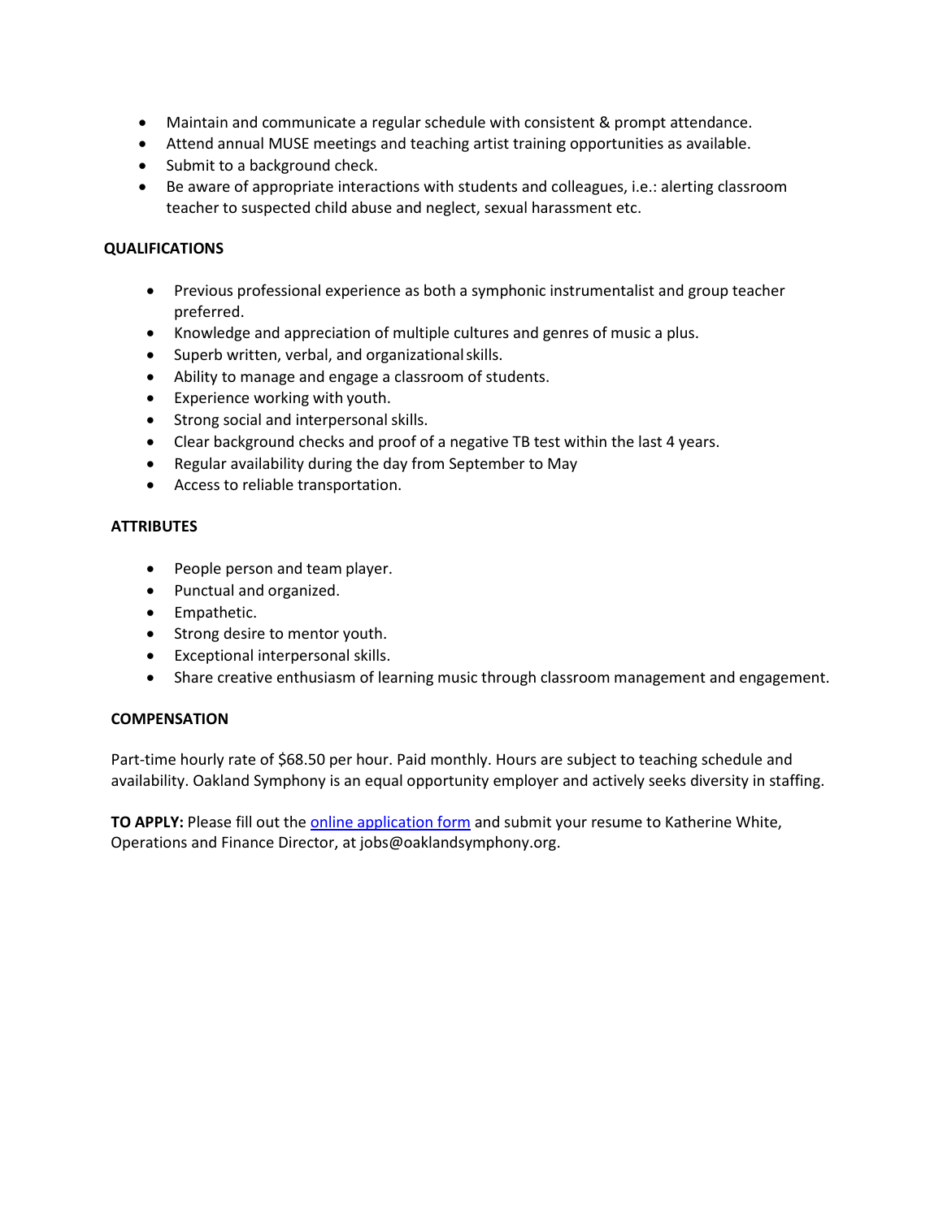- Maintain and communicate a regular schedule with consistent & prompt attendance.
- Attend annual MUSE meetings and teaching artist training opportunities as available.
- Submit to a background check.
- Be aware of appropriate interactions with students and colleagues, i.e.: alerting classroom teacher to suspected child abuse and neglect, sexual harassment etc.

**QUALIFICATIONS**

- Previous professional experience as both a symphonic instrumentalist and group teacher preferred.
- Knowledge and appreciation of multiple cultures and genres of music a plus.
- Superb written, verbal, and organizational skills.
- Ability to manage and engage a classroom of students.
- Experience working with youth.
- Strong social and interpersonal skills.
- Clear background checks and proof of a negative TB test within the last 4 years.
- Regular availability during the day from September to May
- Access to reliable transportation.

**ATTRIBUTES**

- People person and team player.
- Punctual and organized.
- Empathetic.
- Strong desire to mentor youth.
- Exceptional interpersonal skills.
- Share creative enthusiasm of learning music through classroom management and engagement.

**COMPENSATION**

Part-time hourly rate of $68.50 per hour. Paid monthly. Hours are subject to teaching schedule and availability. Oakland Symphony is an equal opportunity employer and actively seeks diversity in staffing.

**TO APPLY:** Please fill out the online application form and submit your resume to Katherine White, Operations and Finance Director, at jobs@oaklandsymphony.org.